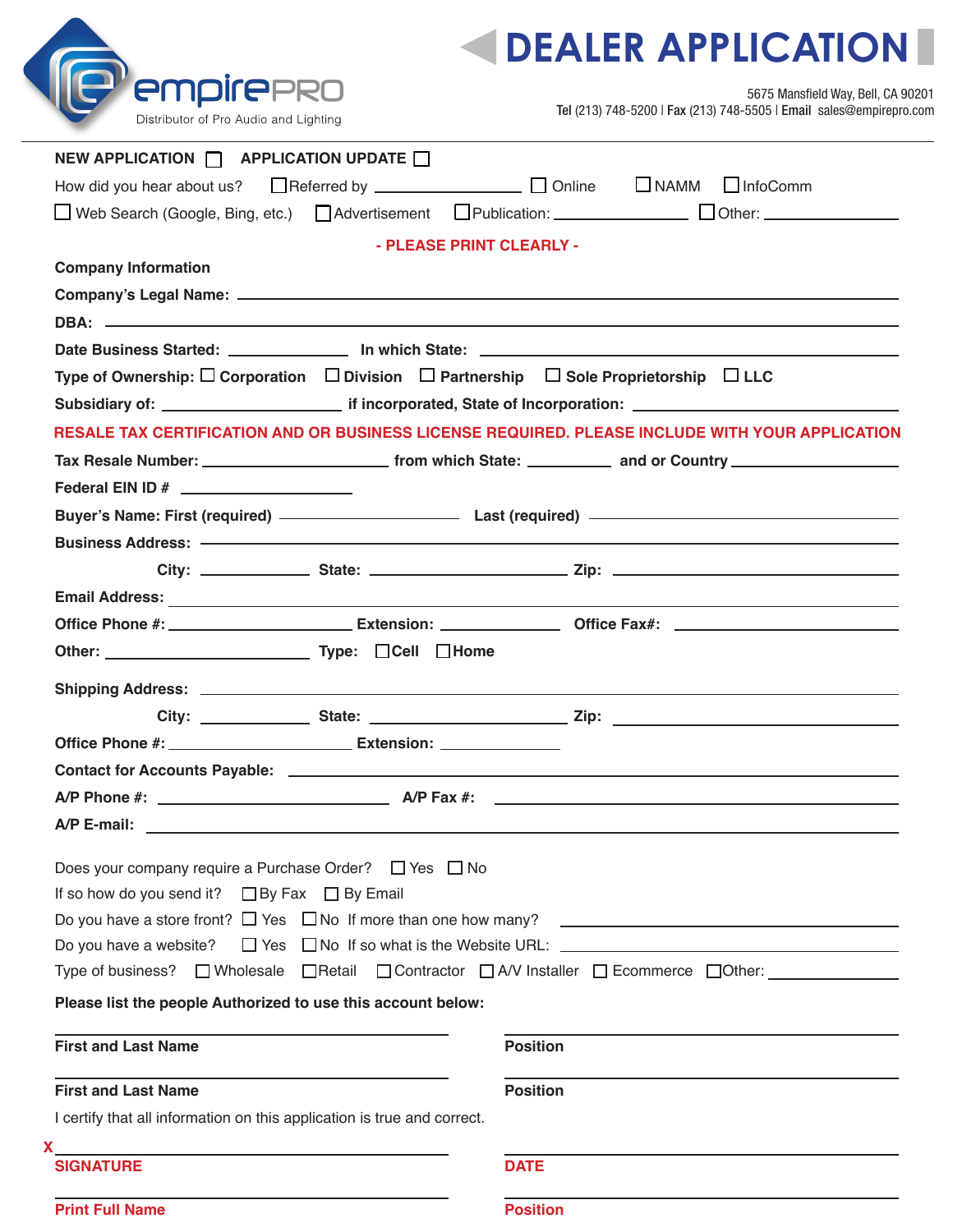empirePRO
Distributor of Pro Audio and Lighting

# DEALER APPLICATION

5675 Mansfield Way, Bell, CA 90201
**Tel** (213) 748-5200 | **Fax** (213) 748-5505 | **Email** sales@empirepro.com

**NEW APPLICATION** ☐ **APPLICATION UPDATE** ☐

How did you hear about us? ☐ Referred by ________ ☐ Online ☐ NAMM ☐ InfoComm
☐ Web Search (Google, Bing, etc.) ☐ Advertisement ☐ Publication: ________ ☐ Other: ________

**- PLEASE PRINT CLEARLY -**

**Company Information**

**Company's Legal Name:** ________

**DBA:** ________

**Date Business Started:** ________ **In which State:** ________

**Type of Ownership:** ☐ **Corporation** ☐ **Division** ☐ **Partnership** ☐ **Sole Proprietorship** ☐ **LLC**

**Subsidiary of:** ________ **if incorporated, State of Incorporation:** ________

**RESALE TAX CERTIFICATION AND OR BUSINESS LICENSE REQUIRED. PLEASE INCLUDE WITH YOUR APPLICATION**

**Tax Resale Number:** ________ **from which State:** ________ **and or Country** ________

**Federal EIN ID #** ________

**Buyer's Name: First (required)** ________ **Last (required)** ________

**Business Address:** ________

**City:** ________ **State:** ________ **Zip:** ________

**Email Address:** ________

**Office Phone #:** ________ **Extension:** ________ **Office Fax#:** ________

**Other:** ________ **Type:** ☐ **Cell** ☐ **Home**

**Shipping Address:** ________

**City:** ________ **State:** ________ **Zip:** ________

**Office Phone #:** ________ **Extension:** ________

**Contact for Accounts Payable:** ________

**A/P Phone #:** ________ **A/P Fax #:** ________

**A/P E-mail:** ________

Does your company require a Purchase Order? ☐ Yes ☐ No

If so how do you send it? ☐ By Fax ☐ By Email

Do you have a store front? ☐ Yes ☐ No If more than one how many? ________

Do you have a website? ☐ Yes ☐ No If so what is the Website URL: ________

Type of business? ☐ Wholesale ☐ Retail ☐ Contractor ☐ A/V Installer ☐ Ecommerce ☐ Other: ________

**Please list the people Authorized to use this account below:**

________ ________
**First and Last Name** **Position**

________ ________
**First and Last Name** **Position**

I certify that all information on this application is true and correct.

X________ ________
**SIGNATURE** **DATE**

________ ________
**Print Full Name** **Position**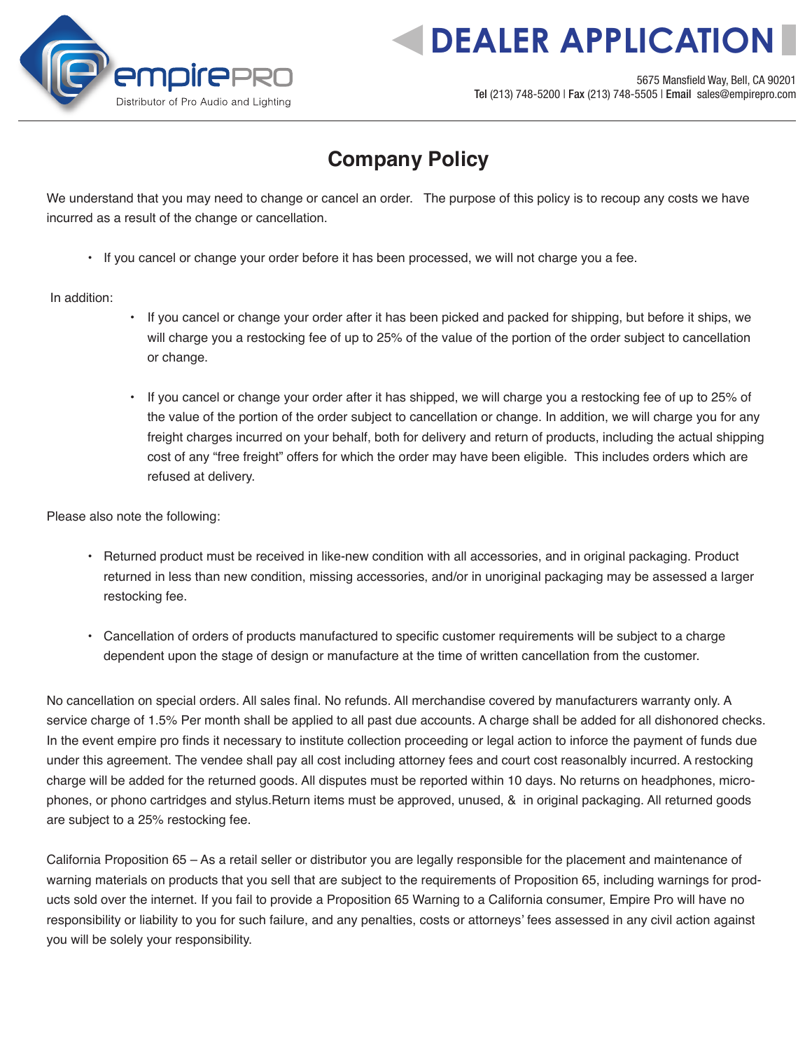# DEALER APPLICATION

empirePRO
Distributor of Pro Audio and Lighting

5675 Mansfield Way, Bell, CA 90201
**Tel** (213) 748-5200 | **Fax** (213) 748-5505 | **Email** sales@empirepro.com

## Company Policy

We understand that you may need to change or cancel an order. The purpose of this policy is to recoup any costs we have incurred as a result of the change or cancellation.

- If you cancel or change your order before it has been processed, we will not charge you a fee.

In addition:

- If you cancel or change your order after it has been picked and packed for shipping, but before it ships, we will charge you a restocking fee of up to 25% of the value of the portion of the order subject to cancellation or change.
- If you cancel or change your order after it has shipped, we will charge you a restocking fee of up to 25% of the value of the portion of the order subject to cancellation or change. In addition, we will charge you for any freight charges incurred on your behalf, both for delivery and return of products, including the actual shipping cost of any "free freight" offers for which the order may have been eligible. This includes orders which are refused at delivery.

Please also note the following:

- Returned product must be received in like-new condition with all accessories, and in original packaging. Product returned in less than new condition, missing accessories, and/or in unoriginal packaging may be assessed a larger restocking fee.
- Cancellation of orders of products manufactured to specific customer requirements will be subject to a charge dependent upon the stage of design or manufacture at the time of written cancellation from the customer.

No cancellation on special orders. All sales final. No refunds. All merchandise covered by manufacturers warranty only. A service charge of 1.5% Per month shall be applied to all past due accounts. A charge shall be added for all dishonored checks. In the event empire pro finds it necessary to institute collection proceeding or legal action to inforce the payment of funds due under this agreement. The vendee shall pay all cost including attorney fees and court cost reasonalbly incurred. A restocking charge will be added for the returned goods. All disputes must be reported within 10 days. No returns on headphones, microphones, or phono cartridges and stylus.Return items must be approved, unused, & in original packaging. All returned goods are subject to a 25% restocking fee.

California Proposition 65 – As a retail seller or distributor you are legally responsible for the placement and maintenance of warning materials on products that you sell that are subject to the requirements of Proposition 65, including warnings for products sold over the internet. If you fail to provide a Proposition 65 Warning to a California consumer, Empire Pro will have no responsibility or liability to you for such failure, and any penalties, costs or attorneys' fees assessed in any civil action against you will be solely your responsibility.